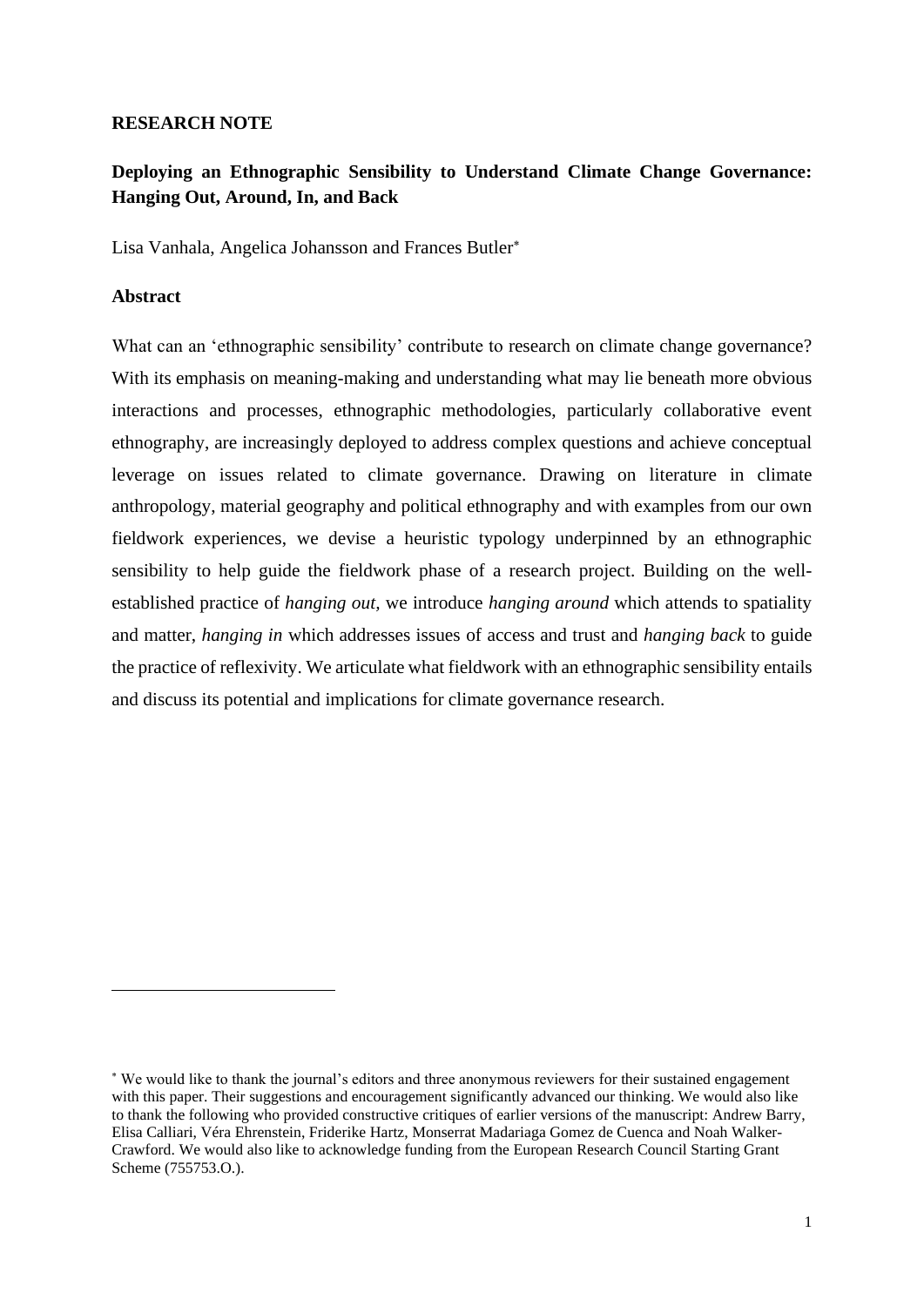**RESEARCH NOTE**

**Deploying an Ethnographic Sensibility to Understand Climate Change Governance: Hanging Out, Around, In, and Back**

Lisa Vanhala, Angelica Johansson and Frances Butler[*]

**Abstract**

What can an 'ethnographic sensibility' contribute to research on climate change governance? With its emphasis on meaning-making and understanding what may lie beneath more obvious interactions and processes, ethnographic methodologies, particularly collaborative event ethnography, are increasingly deployed to address complex questions and achieve conceptual leverage on issues related to climate governance. Drawing on literature in climate anthropology, material geography and political ethnography and with examples from our own fieldwork experiences, we devise a heuristic typology underpinned by an ethnographic sensibility to help guide the fieldwork phase of a research project. Building on the well-established practice of *hanging out*, we introduce *hanging around* which attends to spatiality and matter, *hanging in* which addresses issues of access and trust and *hanging back* to guide the practice of reflexivity. We articulate what fieldwork with an ethnographic sensibility entails and discuss its potential and implications for climate governance research.

---

[*] We would like to thank the journal's editors and three anonymous reviewers for their sustained engagement with this paper. Their suggestions and encouragement significantly advanced our thinking. We would also like to thank the following who provided constructive critiques of earlier versions of the manuscript: Andrew Barry, Elisa Calliari, Véra Ehrenstein, Friderike Hartz, Monserrat Madariaga Gomez de Cuenca and Noah Walker-Crawford. We would also like to acknowledge funding from the European Research Council Starting Grant Scheme (755753.O.).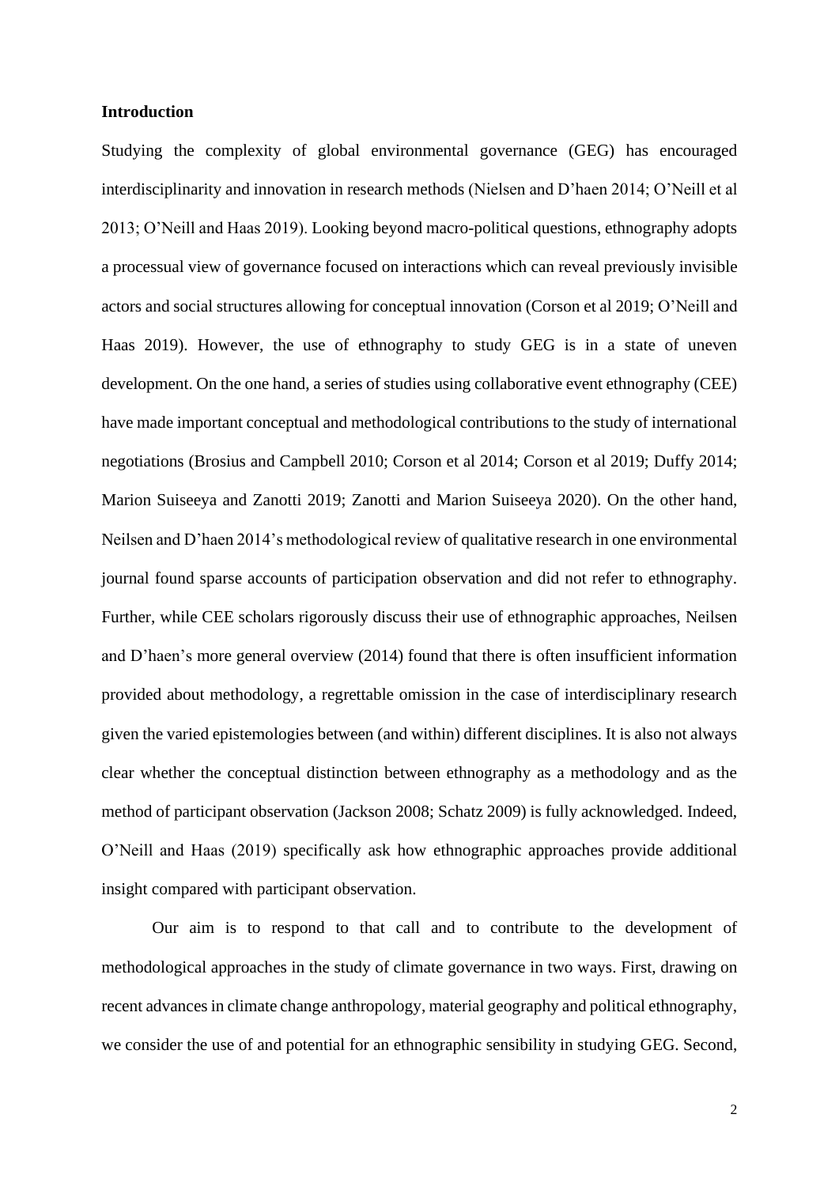## Introduction

Studying the complexity of global environmental governance (GEG) has encouraged interdisciplinarity and innovation in research methods (Nielsen and D'haen 2014; O'Neill et al 2013; O'Neill and Haas 2019). Looking beyond macro-political questions, ethnography adopts a processual view of governance focused on interactions which can reveal previously invisible actors and social structures allowing for conceptual innovation (Corson et al 2019; O'Neill and Haas 2019). However, the use of ethnography to study GEG is in a state of uneven development. On the one hand, a series of studies using collaborative event ethnography (CEE) have made important conceptual and methodological contributions to the study of international negotiations (Brosius and Campbell 2010; Corson et al 2014; Corson et al 2019; Duffy 2014; Marion Suiseeya and Zanotti 2019; Zanotti and Marion Suiseeya 2020). On the other hand, Neilsen and D'haen 2014's methodological review of qualitative research in one environmental journal found sparse accounts of participation observation and did not refer to ethnography. Further, while CEE scholars rigorously discuss their use of ethnographic approaches, Neilsen and D'haen's more general overview (2014) found that there is often insufficient information provided about methodology, a regrettable omission in the case of interdisciplinary research given the varied epistemologies between (and within) different disciplines. It is also not always clear whether the conceptual distinction between ethnography as a methodology and as the method of participant observation (Jackson 2008; Schatz 2009) is fully acknowledged. Indeed, O'Neill and Haas (2019) specifically ask how ethnographic approaches provide additional insight compared with participant observation.

Our aim is to respond to that call and to contribute to the development of methodological approaches in the study of climate governance in two ways. First, drawing on recent advances in climate change anthropology, material geography and political ethnography, we consider the use of and potential for an ethnographic sensibility in studying GEG. Second,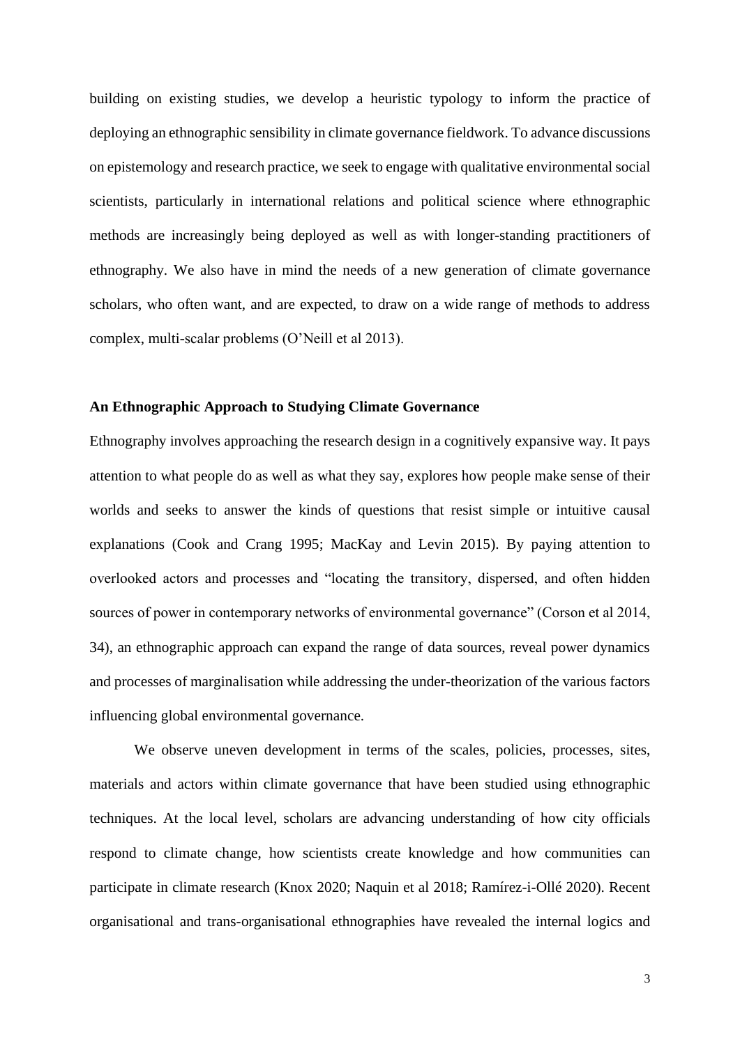building on existing studies, we develop a heuristic typology to inform the practice of deploying an ethnographic sensibility in climate governance fieldwork. To advance discussions on epistemology and research practice, we seek to engage with qualitative environmental social scientists, particularly in international relations and political science where ethnographic methods are increasingly being deployed as well as with longer-standing practitioners of ethnography. We also have in mind the needs of a new generation of climate governance scholars, who often want, and are expected, to draw on a wide range of methods to address complex, multi-scalar problems (O'Neill et al 2013).

## An Ethnographic Approach to Studying Climate Governance

Ethnography involves approaching the research design in a cognitively expansive way. It pays attention to what people do as well as what they say, explores how people make sense of their worlds and seeks to answer the kinds of questions that resist simple or intuitive causal explanations (Cook and Crang 1995; MacKay and Levin 2015). By paying attention to overlooked actors and processes and "locating the transitory, dispersed, and often hidden sources of power in contemporary networks of environmental governance" (Corson et al 2014, 34), an ethnographic approach can expand the range of data sources, reveal power dynamics and processes of marginalisation while addressing the under-theorization of the various factors influencing global environmental governance.

We observe uneven development in terms of the scales, policies, processes, sites, materials and actors within climate governance that have been studied using ethnographic techniques. At the local level, scholars are advancing understanding of how city officials respond to climate change, how scientists create knowledge and how communities can participate in climate research (Knox 2020; Naquin et al 2018; Ramírez-i-Ollé 2020). Recent organisational and trans-organisational ethnographies have revealed the internal logics and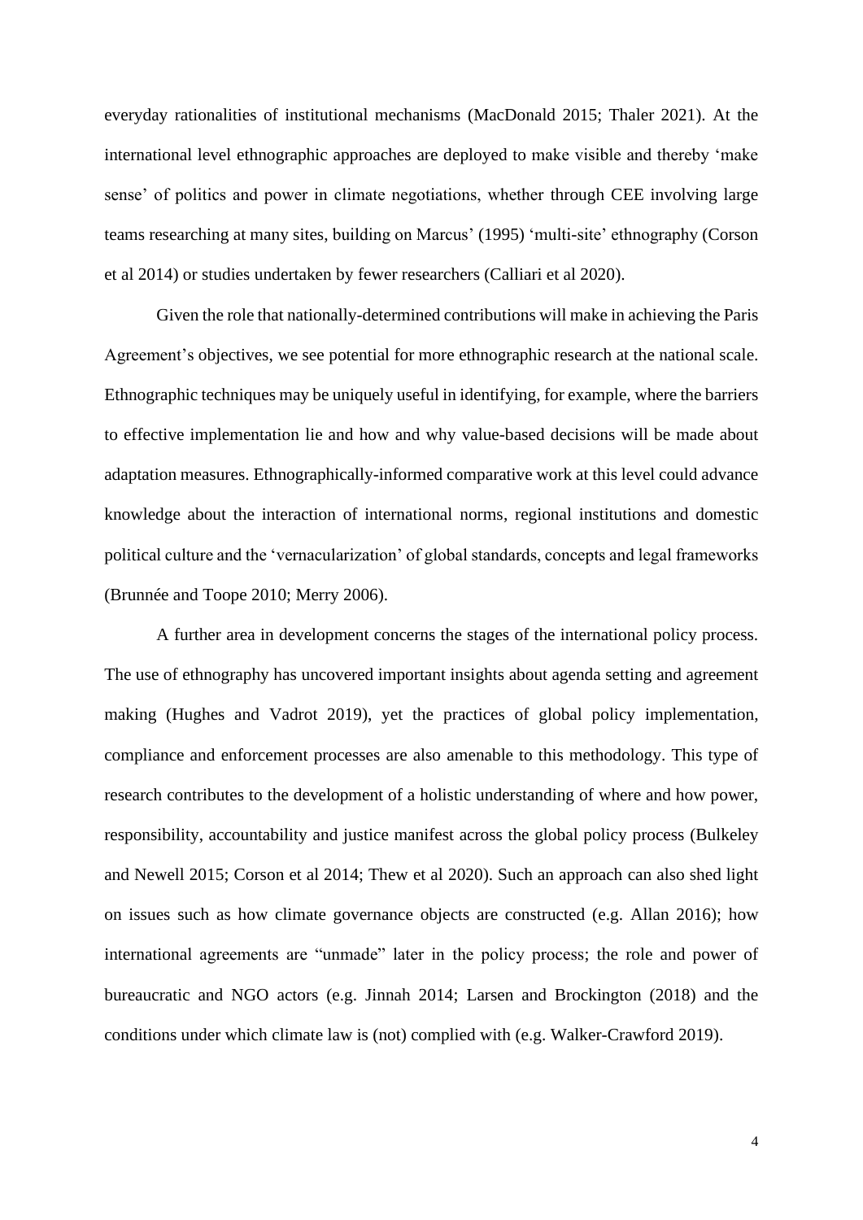everyday rationalities of institutional mechanisms (MacDonald 2015; Thaler 2021). At the international level ethnographic approaches are deployed to make visible and thereby 'make sense' of politics and power in climate negotiations, whether through CEE involving large teams researching at many sites, building on Marcus' (1995) 'multi-site' ethnography (Corson et al 2014) or studies undertaken by fewer researchers (Calliari et al 2020).

Given the role that nationally-determined contributions will make in achieving the Paris Agreement's objectives, we see potential for more ethnographic research at the national scale. Ethnographic techniques may be uniquely useful in identifying, for example, where the barriers to effective implementation lie and how and why value-based decisions will be made about adaptation measures. Ethnographically-informed comparative work at this level could advance knowledge about the interaction of international norms, regional institutions and domestic political culture and the 'vernacularization' of global standards, concepts and legal frameworks (Brunnée and Toope 2010; Merry 2006).

A further area in development concerns the stages of the international policy process. The use of ethnography has uncovered important insights about agenda setting and agreement making (Hughes and Vadrot 2019), yet the practices of global policy implementation, compliance and enforcement processes are also amenable to this methodology. This type of research contributes to the development of a holistic understanding of where and how power, responsibility, accountability and justice manifest across the global policy process (Bulkeley and Newell 2015; Corson et al 2014; Thew et al 2020). Such an approach can also shed light on issues such as how climate governance objects are constructed (e.g. Allan 2016); how international agreements are "unmade" later in the policy process; the role and power of bureaucratic and NGO actors (e.g. Jinnah 2014; Larsen and Brockington (2018) and the conditions under which climate law is (not) complied with (e.g. Walker-Crawford 2019).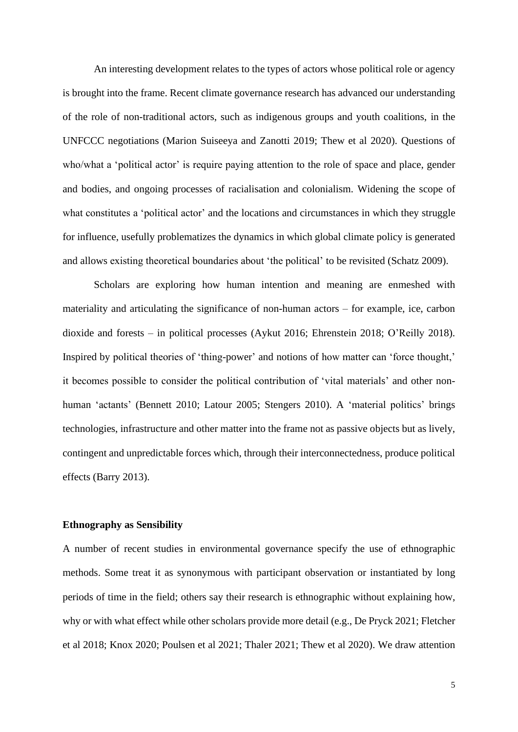An interesting development relates to the types of actors whose political role or agency is brought into the frame. Recent climate governance research has advanced our understanding of the role of non-traditional actors, such as indigenous groups and youth coalitions, in the UNFCCC negotiations (Marion Suiseeya and Zanotti 2019; Thew et al 2020). Questions of who/what a 'political actor' is require paying attention to the role of space and place, gender and bodies, and ongoing processes of racialisation and colonialism. Widening the scope of what constitutes a 'political actor' and the locations and circumstances in which they struggle for influence, usefully problematizes the dynamics in which global climate policy is generated and allows existing theoretical boundaries about 'the political' to be revisited (Schatz 2009).

Scholars are exploring how human intention and meaning are enmeshed with materiality and articulating the significance of non-human actors – for example, ice, carbon dioxide and forests – in political processes (Aykut 2016; Ehrenstein 2018; O'Reilly 2018). Inspired by political theories of 'thing-power' and notions of how matter can 'force thought,' it becomes possible to consider the political contribution of 'vital materials' and other non-human 'actants' (Bennett 2010; Latour 2005; Stengers 2010). A 'material politics' brings technologies, infrastructure and other matter into the frame not as passive objects but as lively, contingent and unpredictable forces which, through their interconnectedness, produce political effects (Barry 2013).

### Ethnography as Sensibility

A number of recent studies in environmental governance specify the use of ethnographic methods. Some treat it as synonymous with participant observation or instantiated by long periods of time in the field; others say their research is ethnographic without explaining how, why or with what effect while other scholars provide more detail (e.g., De Pryck 2021; Fletcher et al 2018; Knox 2020; Poulsen et al 2021; Thaler 2021; Thew et al 2020). We draw attention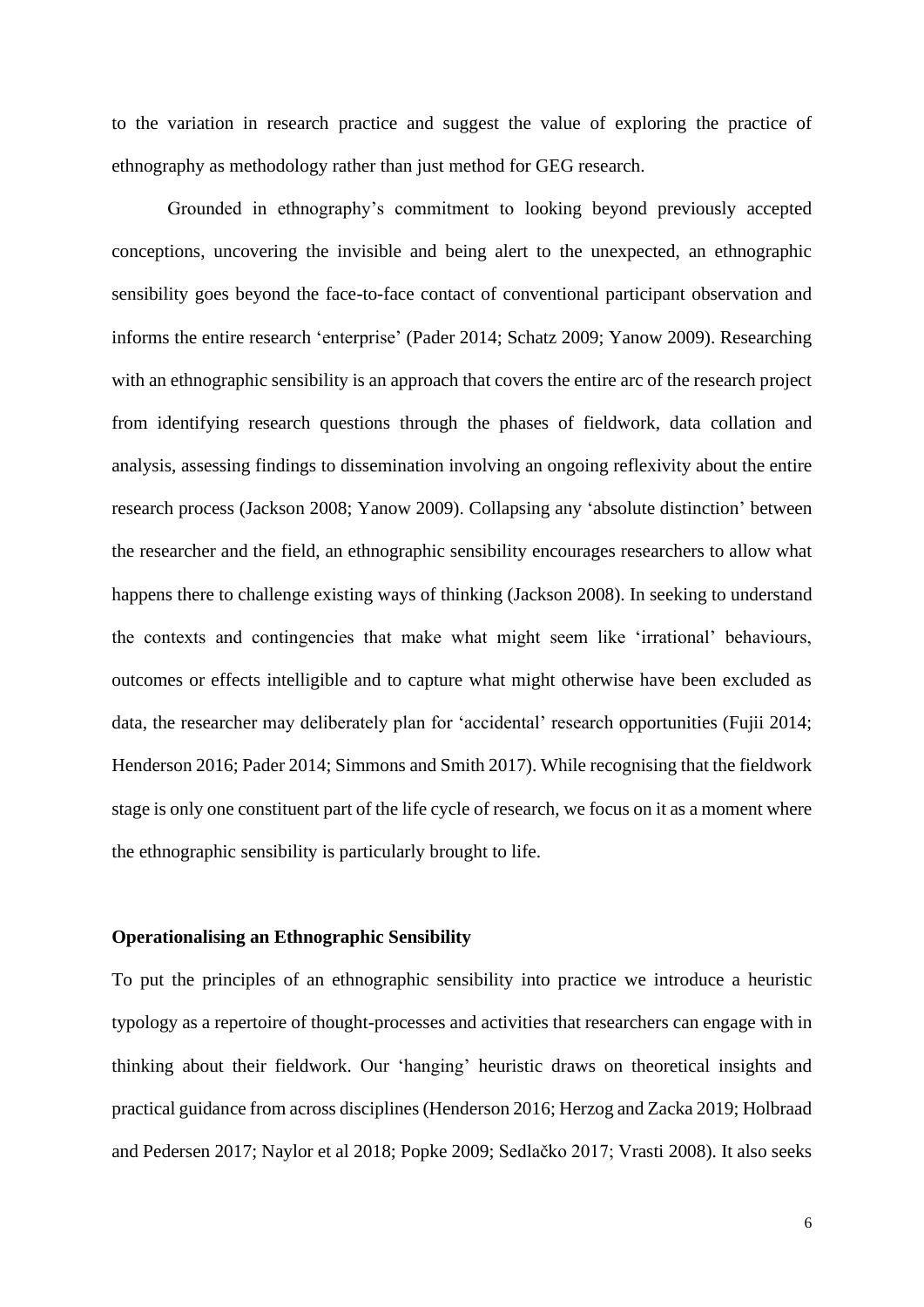to the variation in research practice and suggest the value of exploring the practice of ethnography as methodology rather than just method for GEG research.

Grounded in ethnography's commitment to looking beyond previously accepted conceptions, uncovering the invisible and being alert to the unexpected, an ethnographic sensibility goes beyond the face-to-face contact of conventional participant observation and informs the entire research 'enterprise' (Pader 2014; Schatz 2009; Yanow 2009). Researching with an ethnographic sensibility is an approach that covers the entire arc of the research project from identifying research questions through the phases of fieldwork, data collation and analysis, assessing findings to dissemination involving an ongoing reflexivity about the entire research process (Jackson 2008; Yanow 2009). Collapsing any 'absolute distinction' between the researcher and the field, an ethnographic sensibility encourages researchers to allow what happens there to challenge existing ways of thinking (Jackson 2008). In seeking to understand the contexts and contingencies that make what might seem like 'irrational' behaviours, outcomes or effects intelligible and to capture what might otherwise have been excluded as data, the researcher may deliberately plan for 'accidental' research opportunities (Fujii 2014; Henderson 2016; Pader 2014; Simmons and Smith 2017). While recognising that the fieldwork stage is only one constituent part of the life cycle of research, we focus on it as a moment where the ethnographic sensibility is particularly brought to life.

## Operationalising an Ethnographic Sensibility

To put the principles of an ethnographic sensibility into practice we introduce a heuristic typology as a repertoire of thought-processes and activities that researchers can engage with in thinking about their fieldwork. Our 'hanging' heuristic draws on theoretical insights and practical guidance from across disciplines (Henderson 2016; Herzog and Zacka 2019; Holbraad and Pedersen 2017; Naylor et al 2018; Popke 2009; Sedlačko 2017; Vrasti 2008). It also seeks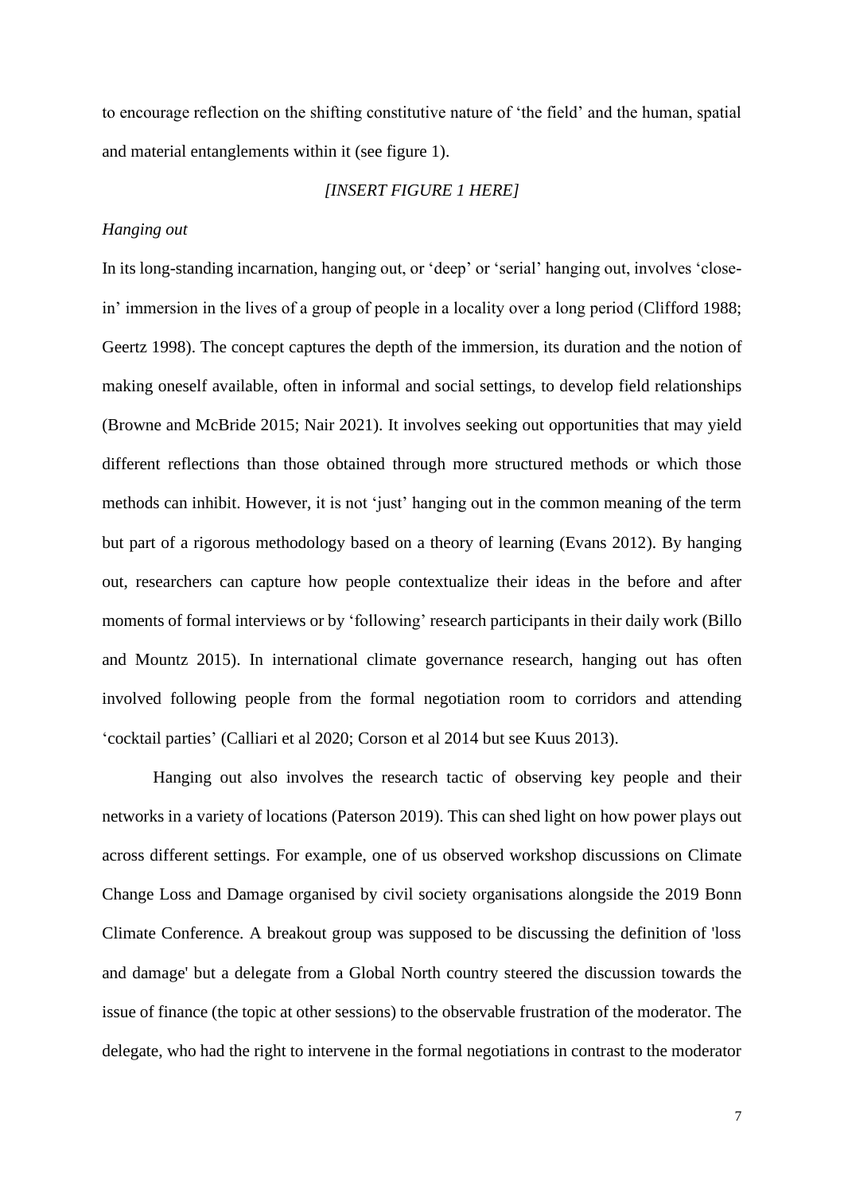to encourage reflection on the shifting constitutive nature of 'the field' and the human, spatial and material entanglements within it (see figure 1).

*[INSERT FIGURE 1 HERE]*

*Hanging out*

In its long-standing incarnation, hanging out, or 'deep' or 'serial' hanging out, involves 'close-in' immersion in the lives of a group of people in a locality over a long period (Clifford 1988; Geertz 1998). The concept captures the depth of the immersion, its duration and the notion of making oneself available, often in informal and social settings, to develop field relationships (Browne and McBride 2015; Nair 2021). It involves seeking out opportunities that may yield different reflections than those obtained through more structured methods or which those methods can inhibit. However, it is not 'just' hanging out in the common meaning of the term but part of a rigorous methodology based on a theory of learning (Evans 2012). By hanging out, researchers can capture how people contextualize their ideas in the before and after moments of formal interviews or by 'following' research participants in their daily work (Billo and Mountz 2015). In international climate governance research, hanging out has often involved following people from the formal negotiation room to corridors and attending 'cocktail parties' (Calliari et al 2020; Corson et al 2014 but see Kuus 2013).

Hanging out also involves the research tactic of observing key people and their networks in a variety of locations (Paterson 2019). This can shed light on how power plays out across different settings. For example, one of us observed workshop discussions on Climate Change Loss and Damage organised by civil society organisations alongside the 2019 Bonn Climate Conference. A breakout group was supposed to be discussing the definition of 'loss and damage' but a delegate from a Global North country steered the discussion towards the issue of finance (the topic at other sessions) to the observable frustration of the moderator. The delegate, who had the right to intervene in the formal negotiations in contrast to the moderator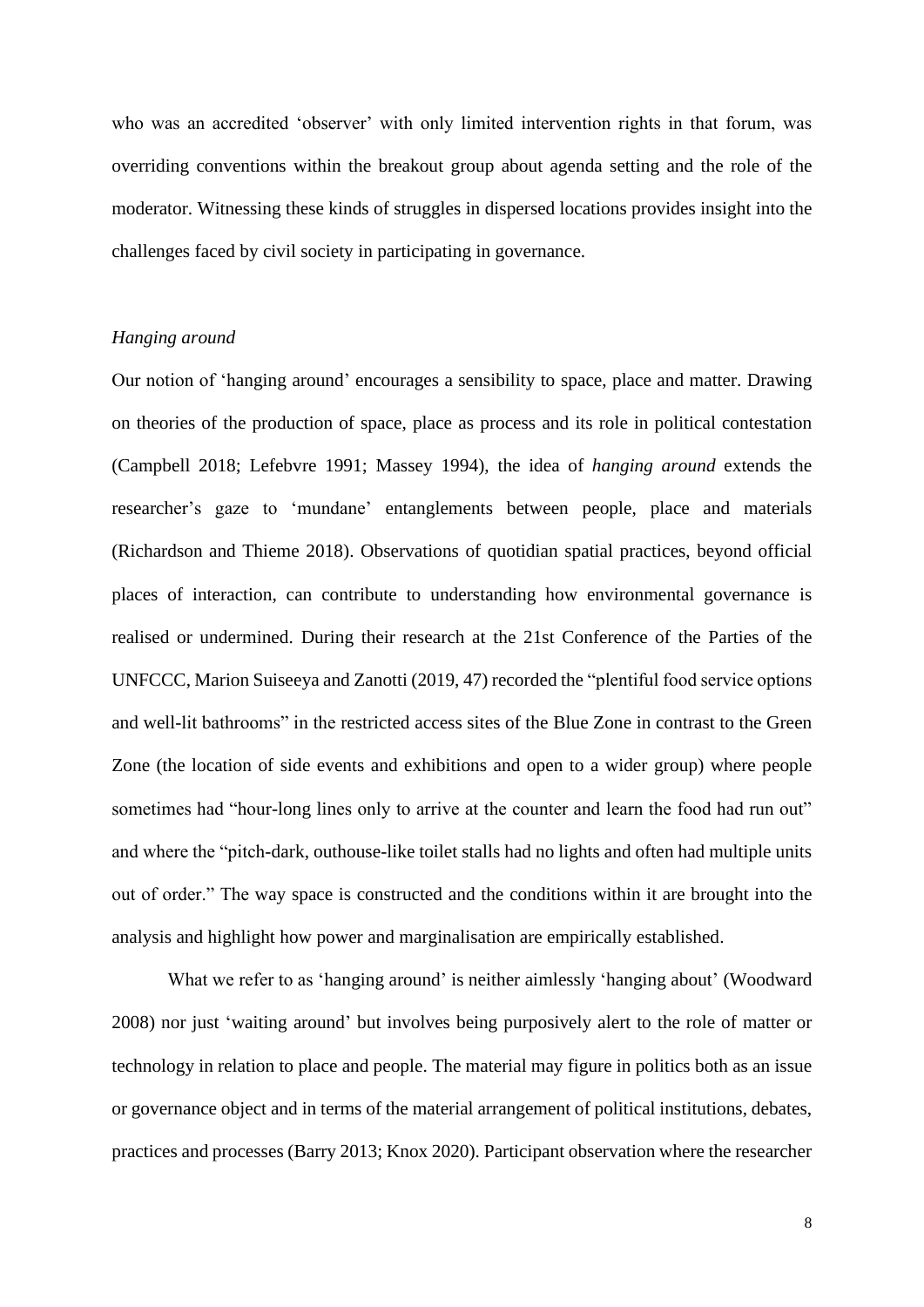who was an accredited 'observer' with only limited intervention rights in that forum, was overriding conventions within the breakout group about agenda setting and the role of the moderator. Witnessing these kinds of struggles in dispersed locations provides insight into the challenges faced by civil society in participating in governance.

### *Hanging around*

Our notion of 'hanging around' encourages a sensibility to space, place and matter. Drawing on theories of the production of space, place as process and its role in political contestation (Campbell 2018; Lefebvre 1991; Massey 1994), the idea of *hanging around* extends the researcher's gaze to 'mundane' entanglements between people, place and materials (Richardson and Thieme 2018). Observations of quotidian spatial practices, beyond official places of interaction, can contribute to understanding how environmental governance is realised or undermined. During their research at the 21st Conference of the Parties of the UNFCCC, Marion Suiseeya and Zanotti (2019, 47) recorded the "plentiful food service options and well-lit bathrooms" in the restricted access sites of the Blue Zone in contrast to the Green Zone (the location of side events and exhibitions and open to a wider group) where people sometimes had "hour-long lines only to arrive at the counter and learn the food had run out" and where the "pitch-dark, outhouse-like toilet stalls had no lights and often had multiple units out of order." The way space is constructed and the conditions within it are brought into the analysis and highlight how power and marginalisation are empirically established.

What we refer to as 'hanging around' is neither aimlessly 'hanging about' (Woodward 2008) nor just 'waiting around' but involves being purposively alert to the role of matter or technology in relation to place and people. The material may figure in politics both as an issue or governance object and in terms of the material arrangement of political institutions, debates, practices and processes (Barry 2013; Knox 2020). Participant observation where the researcher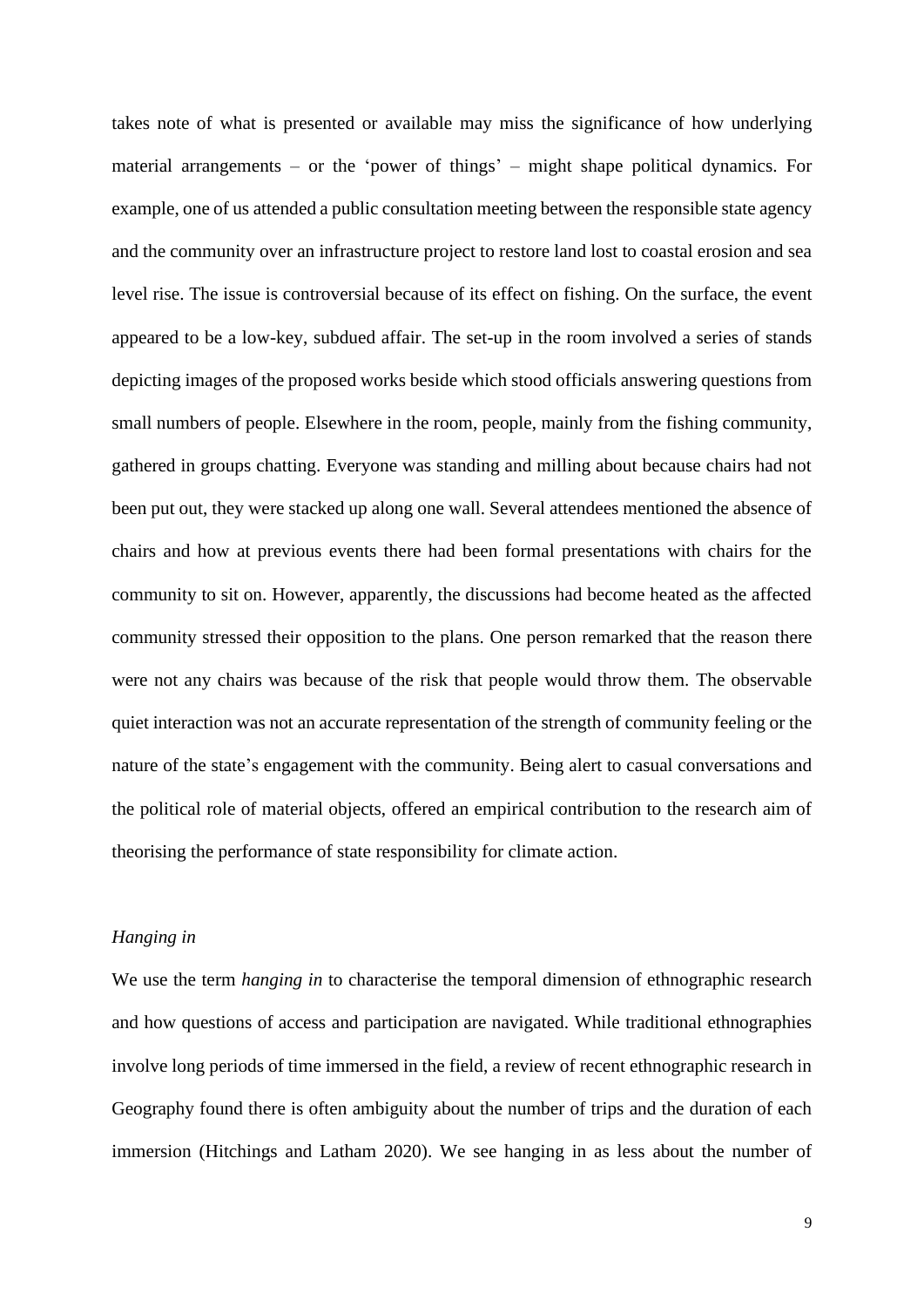takes note of what is presented or available may miss the significance of how underlying material arrangements – or the 'power of things' – might shape political dynamics. For example, one of us attended a public consultation meeting between the responsible state agency and the community over an infrastructure project to restore land lost to coastal erosion and sea level rise. The issue is controversial because of its effect on fishing. On the surface, the event appeared to be a low-key, subdued affair. The set-up in the room involved a series of stands depicting images of the proposed works beside which stood officials answering questions from small numbers of people. Elsewhere in the room, people, mainly from the fishing community, gathered in groups chatting. Everyone was standing and milling about because chairs had not been put out, they were stacked up along one wall. Several attendees mentioned the absence of chairs and how at previous events there had been formal presentations with chairs for the community to sit on. However, apparently, the discussions had become heated as the affected community stressed their opposition to the plans. One person remarked that the reason there were not any chairs was because of the risk that people would throw them. The observable quiet interaction was not an accurate representation of the strength of community feeling or the nature of the state's engagement with the community. Being alert to casual conversations and the political role of material objects, offered an empirical contribution to the research aim of theorising the performance of state responsibility for climate action.

### *Hanging in*

We use the term *hanging in* to characterise the temporal dimension of ethnographic research and how questions of access and participation are navigated. While traditional ethnographies involve long periods of time immersed in the field, a review of recent ethnographic research in Geography found there is often ambiguity about the number of trips and the duration of each immersion (Hitchings and Latham 2020). We see hanging in as less about the number of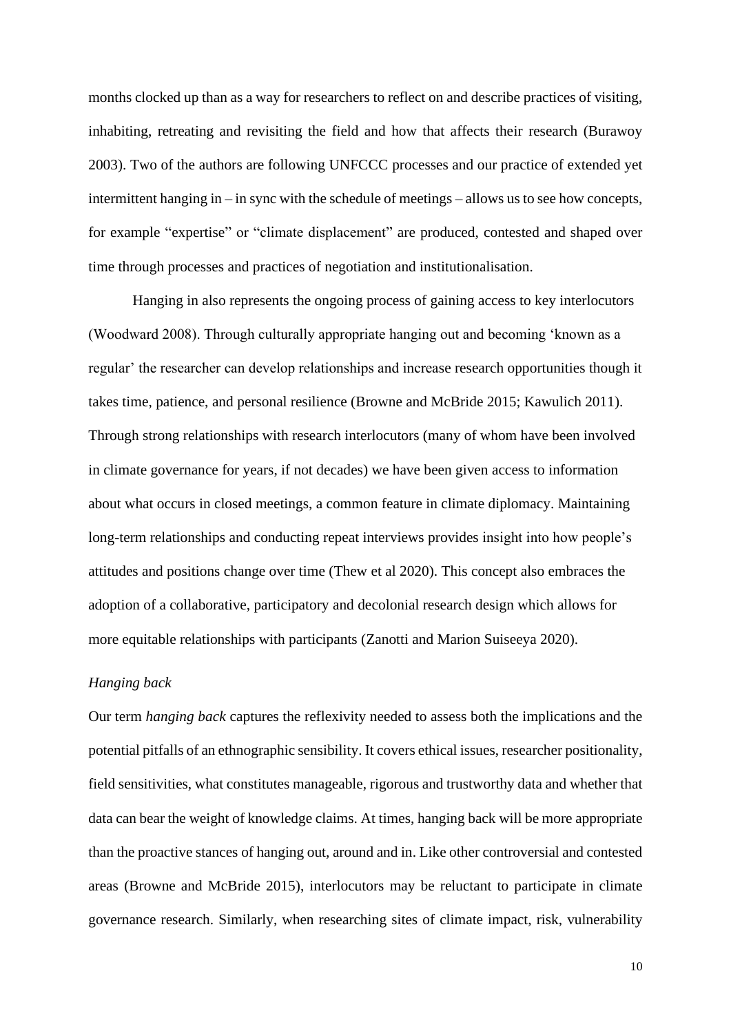months clocked up than as a way for researchers to reflect on and describe practices of visiting, inhabiting, retreating and revisiting the field and how that affects their research (Burawoy 2003). Two of the authors are following UNFCCC processes and our practice of extended yet intermittent hanging in – in sync with the schedule of meetings – allows us to see how concepts, for example "expertise" or "climate displacement" are produced, contested and shaped over time through processes and practices of negotiation and institutionalisation.

Hanging in also represents the ongoing process of gaining access to key interlocutors (Woodward 2008). Through culturally appropriate hanging out and becoming 'known as a regular' the researcher can develop relationships and increase research opportunities though it takes time, patience, and personal resilience (Browne and McBride 2015; Kawulich 2011). Through strong relationships with research interlocutors (many of whom have been involved in climate governance for years, if not decades) we have been given access to information about what occurs in closed meetings, a common feature in climate diplomacy. Maintaining long-term relationships and conducting repeat interviews provides insight into how people's attitudes and positions change over time (Thew et al 2020). This concept also embraces the adoption of a collaborative, participatory and decolonial research design which allows for more equitable relationships with participants (Zanotti and Marion Suiseeya 2020).

*Hanging back*

Our term *hanging back* captures the reflexivity needed to assess both the implications and the potential pitfalls of an ethnographic sensibility. It covers ethical issues, researcher positionality, field sensitivities, what constitutes manageable, rigorous and trustworthy data and whether that data can bear the weight of knowledge claims. At times, hanging back will be more appropriate than the proactive stances of hanging out, around and in. Like other controversial and contested areas (Browne and McBride 2015), interlocutors may be reluctant to participate in climate governance research. Similarly, when researching sites of climate impact, risk, vulnerability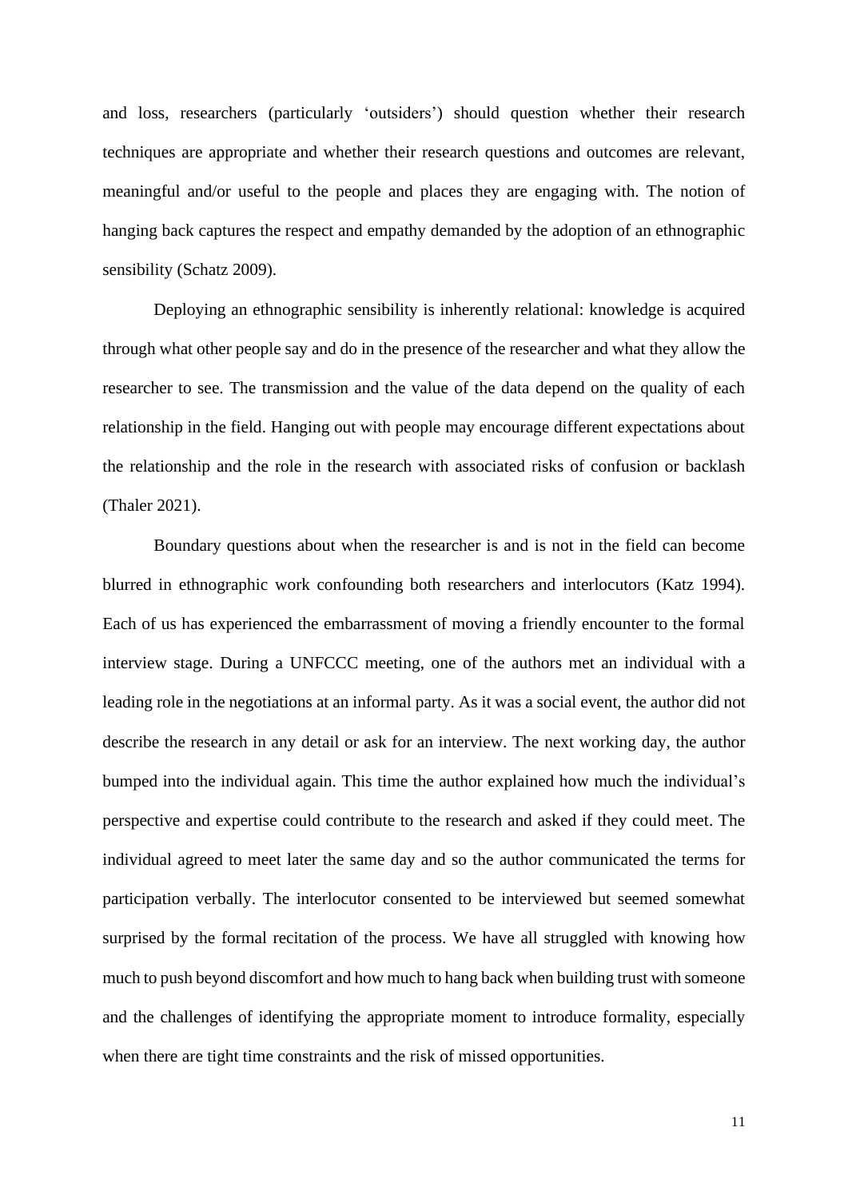and loss, researchers (particularly 'outsiders') should question whether their research techniques are appropriate and whether their research questions and outcomes are relevant, meaningful and/or useful to the people and places they are engaging with. The notion of hanging back captures the respect and empathy demanded by the adoption of an ethnographic sensibility (Schatz 2009).

Deploying an ethnographic sensibility is inherently relational: knowledge is acquired through what other people say and do in the presence of the researcher and what they allow the researcher to see. The transmission and the value of the data depend on the quality of each relationship in the field. Hanging out with people may encourage different expectations about the relationship and the role in the research with associated risks of confusion or backlash (Thaler 2021).

Boundary questions about when the researcher is and is not in the field can become blurred in ethnographic work confounding both researchers and interlocutors (Katz 1994). Each of us has experienced the embarrassment of moving a friendly encounter to the formal interview stage. During a UNFCCC meeting, one of the authors met an individual with a leading role in the negotiations at an informal party. As it was a social event, the author did not describe the research in any detail or ask for an interview. The next working day, the author bumped into the individual again. This time the author explained how much the individual's perspective and expertise could contribute to the research and asked if they could meet. The individual agreed to meet later the same day and so the author communicated the terms for participation verbally. The interlocutor consented to be interviewed but seemed somewhat surprised by the formal recitation of the process. We have all struggled with knowing how much to push beyond discomfort and how much to hang back when building trust with someone and the challenges of identifying the appropriate moment to introduce formality, especially when there are tight time constraints and the risk of missed opportunities.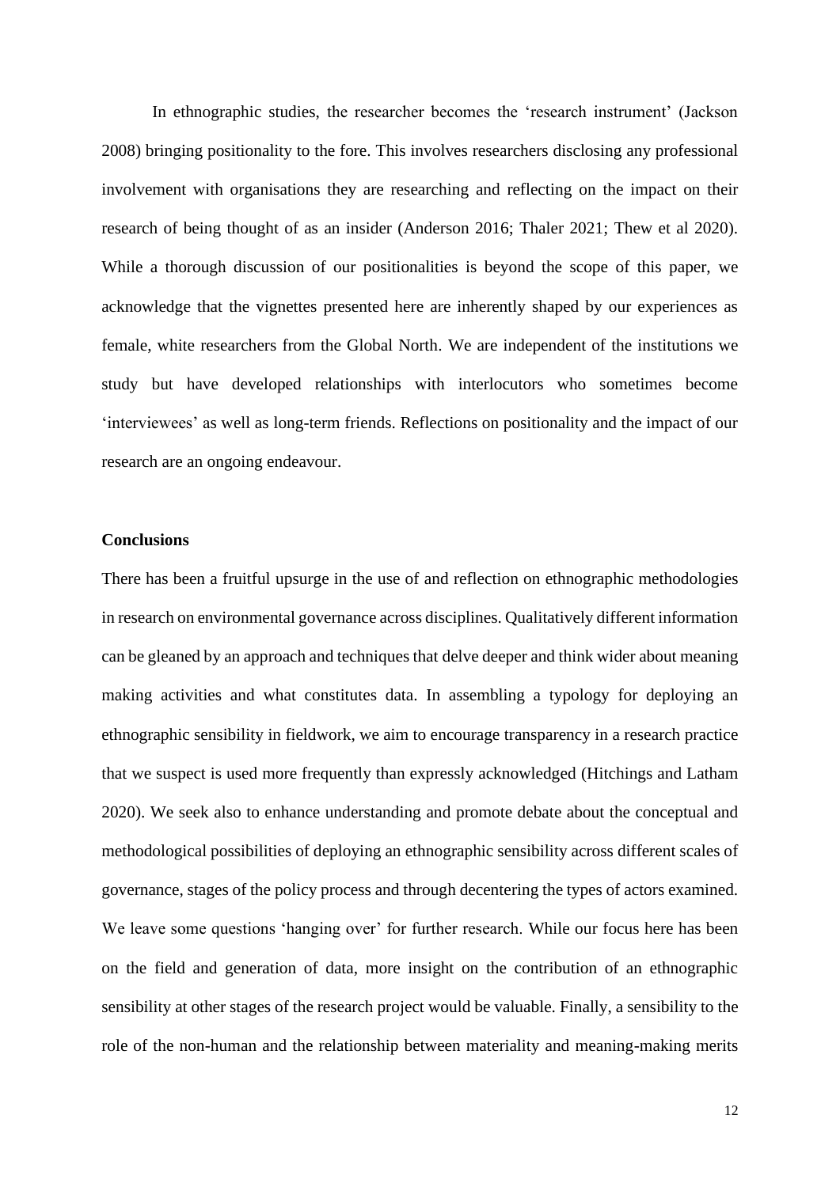In ethnographic studies, the researcher becomes the 'research instrument' (Jackson 2008) bringing positionality to the fore. This involves researchers disclosing any professional involvement with organisations they are researching and reflecting on the impact on their research of being thought of as an insider (Anderson 2016; Thaler 2021; Thew et al 2020). While a thorough discussion of our positionalities is beyond the scope of this paper, we acknowledge that the vignettes presented here are inherently shaped by our experiences as female, white researchers from the Global North. We are independent of the institutions we study but have developed relationships with interlocutors who sometimes become 'interviewees' as well as long-term friends. Reflections on positionality and the impact of our research are an ongoing endeavour.

## Conclusions

There has been a fruitful upsurge in the use of and reflection on ethnographic methodologies in research on environmental governance across disciplines. Qualitatively different information can be gleaned by an approach and techniques that delve deeper and think wider about meaning making activities and what constitutes data. In assembling a typology for deploying an ethnographic sensibility in fieldwork, we aim to encourage transparency in a research practice that we suspect is used more frequently than expressly acknowledged (Hitchings and Latham 2020). We seek also to enhance understanding and promote debate about the conceptual and methodological possibilities of deploying an ethnographic sensibility across different scales of governance, stages of the policy process and through decentering the types of actors examined. We leave some questions 'hanging over' for further research. While our focus here has been on the field and generation of data, more insight on the contribution of an ethnographic sensibility at other stages of the research project would be valuable. Finally, a sensibility to the role of the non-human and the relationship between materiality and meaning-making merits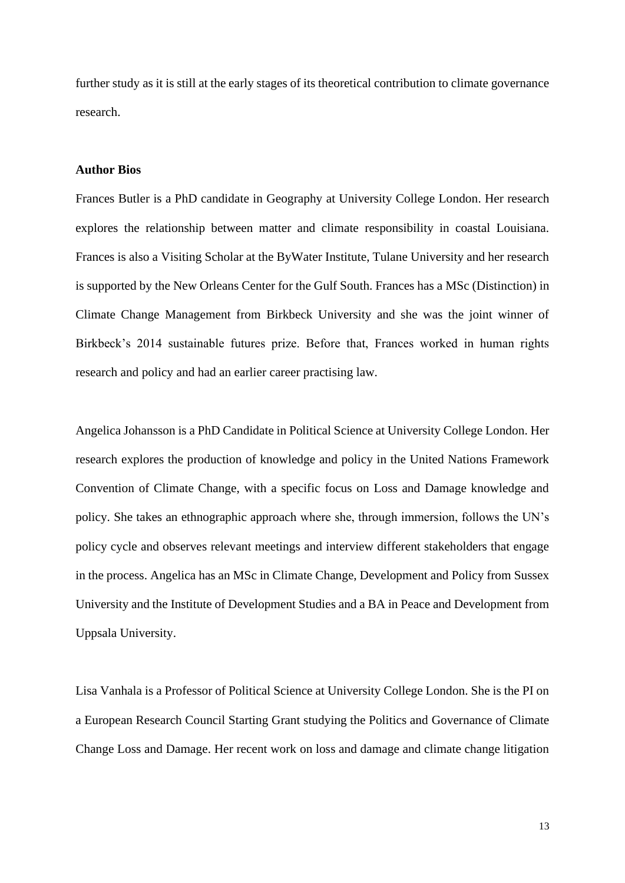further study as it is still at the early stages of its theoretical contribution to climate governance research.

**Author Bios**

Frances Butler is a PhD candidate in Geography at University College London. Her research explores the relationship between matter and climate responsibility in coastal Louisiana. Frances is also a Visiting Scholar at the ByWater Institute, Tulane University and her research is supported by the New Orleans Center for the Gulf South. Frances has a MSc (Distinction) in Climate Change Management from Birkbeck University and she was the joint winner of Birkbeck's 2014 sustainable futures prize. Before that, Frances worked in human rights research and policy and had an earlier career practising law.

Angelica Johansson is a PhD Candidate in Political Science at University College London. Her research explores the production of knowledge and policy in the United Nations Framework Convention of Climate Change, with a specific focus on Loss and Damage knowledge and policy. She takes an ethnographic approach where she, through immersion, follows the UN's policy cycle and observes relevant meetings and interview different stakeholders that engage in the process. Angelica has an MSc in Climate Change, Development and Policy from Sussex University and the Institute of Development Studies and a BA in Peace and Development from Uppsala University.

Lisa Vanhala is a Professor of Political Science at University College London. She is the PI on a European Research Council Starting Grant studying the Politics and Governance of Climate Change Loss and Damage. Her recent work on loss and damage and climate change litigation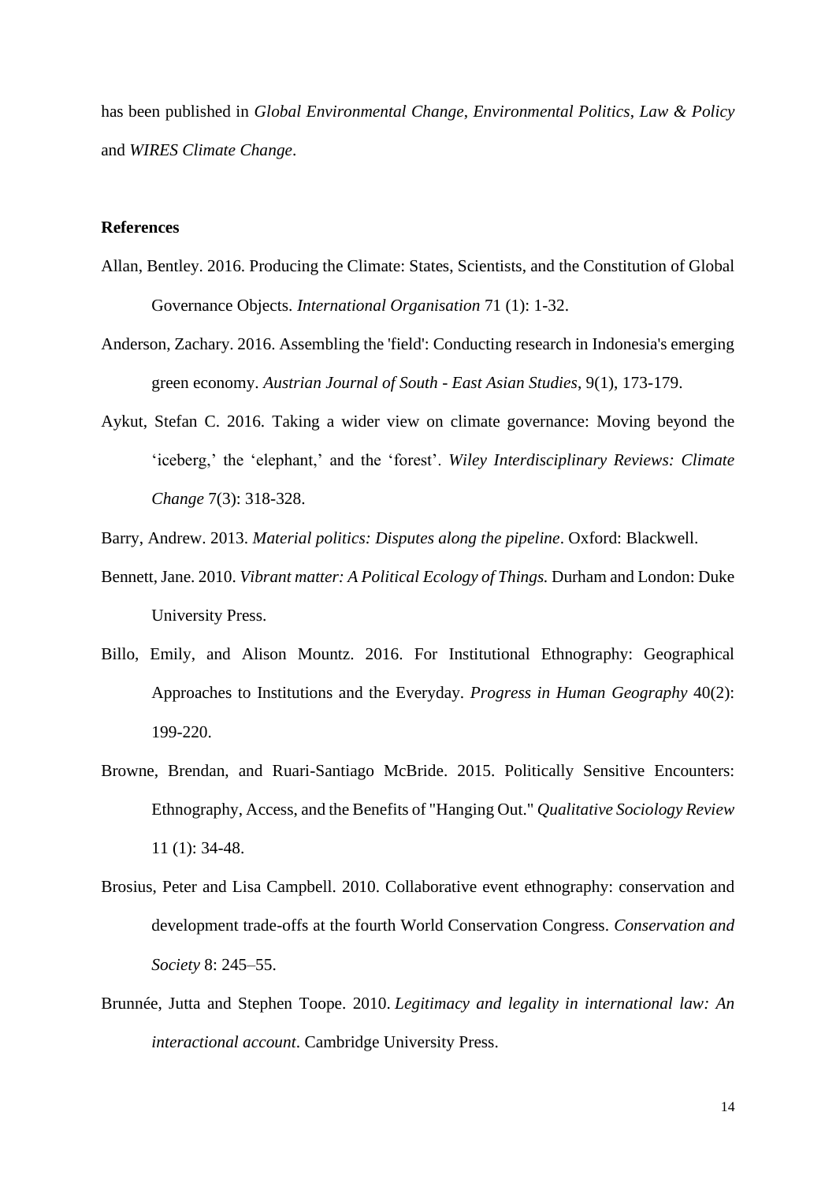has been published in *Global Environmental Change*, *Environmental Politics*, *Law & Policy* and *WIRES Climate Change*.

**References**

Allan, Bentley. 2016. Producing the Climate: States, Scientists, and the Constitution of Global Governance Objects. *International Organisation* 71 (1): 1-32.

Anderson, Zachary. 2016. Assembling the 'field': Conducting research in Indonesia's emerging green economy. *Austrian Journal of South - East Asian Studies*, 9(1), 173-179.

Aykut, Stefan C. 2016. Taking a wider view on climate governance: Moving beyond the 'iceberg,' the 'elephant,' and the 'forest'. *Wiley Interdisciplinary Reviews: Climate Change* 7(3): 318-328.

Barry, Andrew. 2013. *Material politics: Disputes along the pipeline*. Oxford: Blackwell.

Bennett, Jane. 2010. *Vibrant matter: A Political Ecology of Things.* Durham and London: Duke University Press.

Billo, Emily, and Alison Mountz. 2016. For Institutional Ethnography: Geographical Approaches to Institutions and the Everyday. *Progress in Human Geography* 40(2): 199-220.

Browne, Brendan, and Ruari-Santiago McBride. 2015. Politically Sensitive Encounters: Ethnography, Access, and the Benefits of "Hanging Out." *Qualitative Sociology Review* 11 (1): 34-48.

Brosius, Peter and Lisa Campbell. 2010. Collaborative event ethnography: conservation and development trade-offs at the fourth World Conservation Congress. *Conservation and Society* 8: 245–55.

Brunnée, Jutta and Stephen Toope. 2010. *Legitimacy and legality in international law: An interactional account*. Cambridge University Press.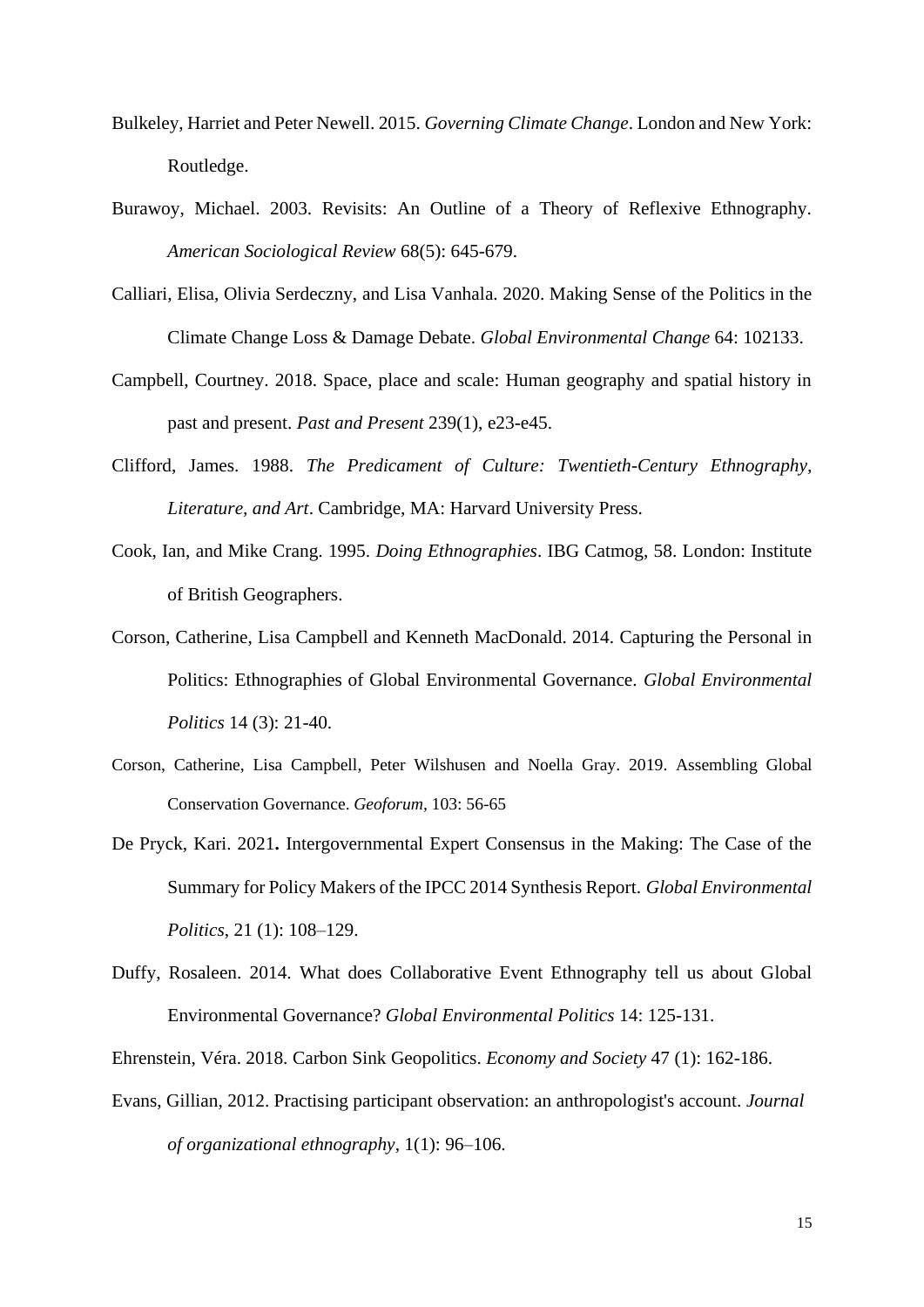Bulkeley, Harriet and Peter Newell. 2015. *Governing Climate Change*. London and New York: Routledge.

Burawoy, Michael. 2003. Revisits: An Outline of a Theory of Reflexive Ethnography. *American Sociological Review* 68(5): 645-679.

Calliari, Elisa, Olivia Serdeczny, and Lisa Vanhala. 2020. Making Sense of the Politics in the Climate Change Loss & Damage Debate. *Global Environmental Change* 64: 102133.

Campbell, Courtney. 2018. Space, place and scale: Human geography and spatial history in past and present. *Past and Present* 239(1), e23-e45.

Clifford, James. 1988. *The Predicament of Culture: Twentieth-Century Ethnography, Literature, and Art*. Cambridge, MA: Harvard University Press.

Cook, Ian, and Mike Crang. 1995. *Doing Ethnographies*. IBG Catmog, 58. London: Institute of British Geographers.

Corson, Catherine, Lisa Campbell and Kenneth MacDonald. 2014. Capturing the Personal in Politics: Ethnographies of Global Environmental Governance. *Global Environmental Politics* 14 (3): 21-40.

Corson, Catherine, Lisa Campbell, Peter Wilshusen and Noella Gray. 2019. Assembling Global Conservation Governance. *Geoforum,* 103: 56-65

De Pryck, Kari. 2021**.** Intergovernmental Expert Consensus in the Making: The Case of the Summary for Policy Makers of the IPCC 2014 Synthesis Report. *Global Environmental Politics*, 21 (1): 108–129.

Duffy, Rosaleen. 2014. What does Collaborative Event Ethnography tell us about Global Environmental Governance? *Global Environmental Politics* 14: 125-131.

Ehrenstein, Véra. 2018. Carbon Sink Geopolitics. *Economy and Society* 47 (1): 162-186.

Evans, Gillian, 2012. Practising participant observation: an anthropologist's account. *Journal of organizational ethnography*, 1(1): 96–106.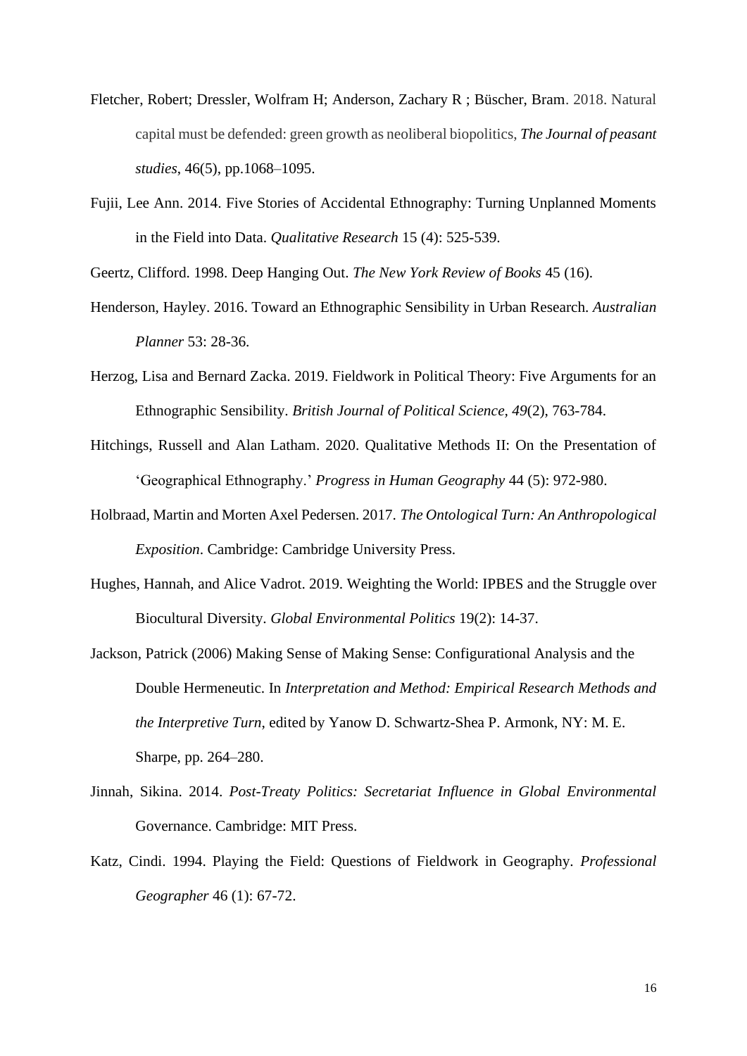Fletcher, Robert; Dressler, Wolfram H; Anderson, Zachary R ; Büscher, Bram. 2018. Natural capital must be defended: green growth as neoliberal biopolitics, *The Journal of peasant studies*, 46(5), pp.1068–1095.

Fujii, Lee Ann. 2014. Five Stories of Accidental Ethnography: Turning Unplanned Moments in the Field into Data. *Qualitative Research* 15 (4): 525-539.

Geertz, Clifford. 1998. Deep Hanging Out. *The New York Review of Books* 45 (16).

Henderson, Hayley. 2016. Toward an Ethnographic Sensibility in Urban Research. *Australian Planner* 53: 28-36.

Herzog, Lisa and Bernard Zacka. 2019. Fieldwork in Political Theory: Five Arguments for an Ethnographic Sensibility. *British Journal of Political Science, 49*(2), 763-784.

Hitchings, Russell and Alan Latham. 2020. Qualitative Methods II: On the Presentation of 'Geographical Ethnography.' *Progress in Human Geography* 44 (5): 972-980.

Holbraad, Martin and Morten Axel Pedersen. 2017. *The Ontological Turn: An Anthropological Exposition*. Cambridge: Cambridge University Press.

Hughes, Hannah, and Alice Vadrot. 2019. Weighting the World: IPBES and the Struggle over Biocultural Diversity. *Global Environmental Politics* 19(2): 14-37.

Jackson, Patrick (2006) Making Sense of Making Sense: Configurational Analysis and the Double Hermeneutic. In *Interpretation and Method: Empirical Research Methods and the Interpretive Turn*, edited by Yanow D. Schwartz-Shea P. Armonk, NY: M. E. Sharpe, pp. 264–280.

Jinnah, Sikina. 2014. *Post-Treaty Politics: Secretariat Influence in Global Environmental* Governance. Cambridge: MIT Press.

Katz, Cindi. 1994. Playing the Field: Questions of Fieldwork in Geography. *Professional Geographer* 46 (1): 67-72.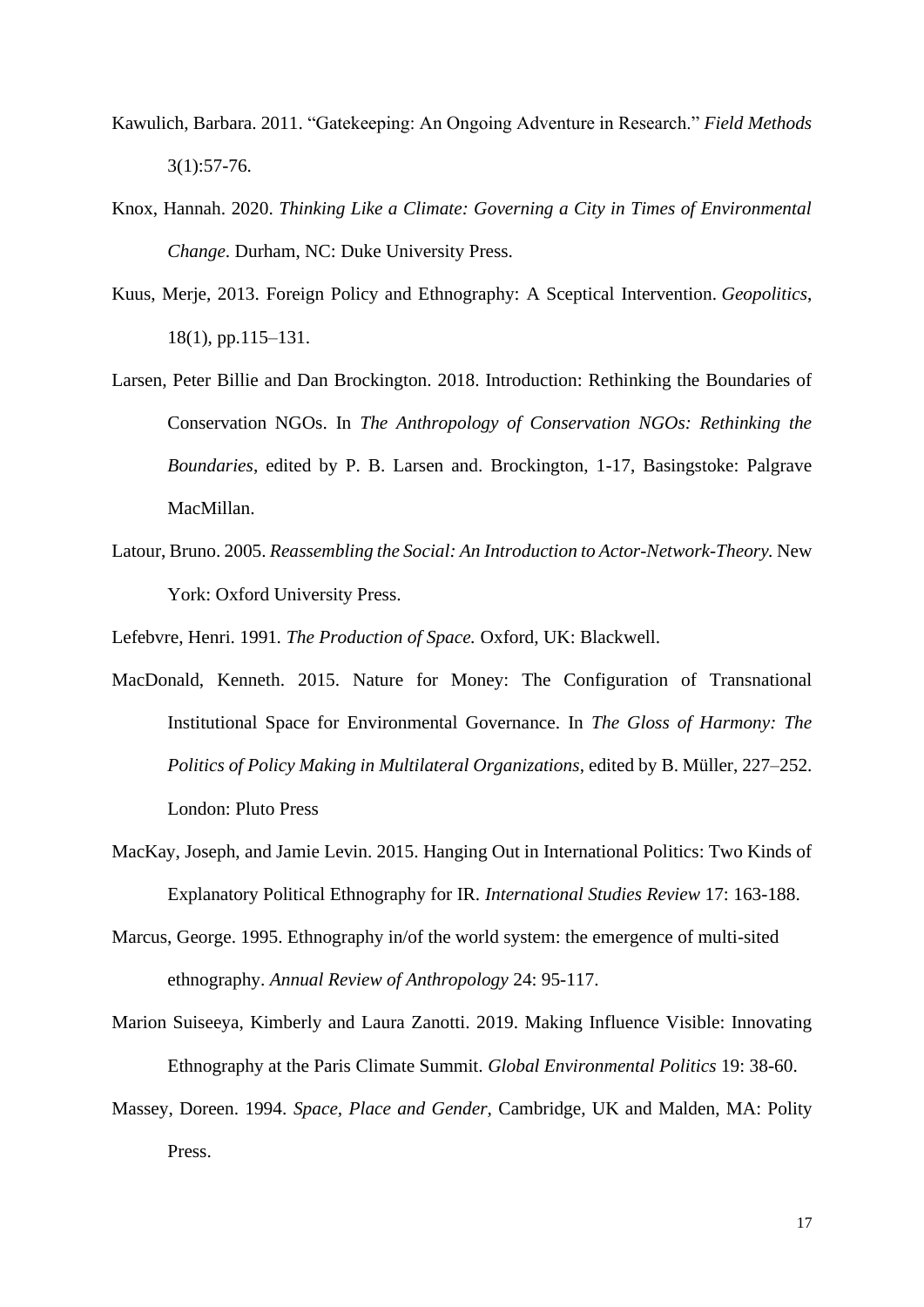Kawulich, Barbara. 2011. "Gatekeeping: An Ongoing Adventure in Research." *Field Methods* 3(1):57-76.

Knox, Hannah. 2020. *Thinking Like a Climate: Governing a City in Times of Environmental Change*. Durham, NC: Duke University Press.

Kuus, Merje, 2013. Foreign Policy and Ethnography: A Sceptical Intervention. *Geopolitics*, 18(1), pp.115–131.

Larsen, Peter Billie and Dan Brockington. 2018. Introduction: Rethinking the Boundaries of Conservation NGOs. In *The Anthropology of Conservation NGOs: Rethinking the Boundaries*, edited by P. B. Larsen and. Brockington, 1-17, Basingstoke: Palgrave MacMillan.

Latour, Bruno. 2005. *Reassembling the Social: An Introduction to Actor-Network-Theory.* New York: Oxford University Press.

Lefebvre, Henri. 1991. *The Production of Space.* Oxford, UK: Blackwell.

MacDonald, Kenneth. 2015. Nature for Money: The Configuration of Transnational Institutional Space for Environmental Governance. In *The Gloss of Harmony: The Politics of Policy Making in Multilateral Organizations*, edited by B. Müller, 227–252. London: Pluto Press

MacKay, Joseph, and Jamie Levin. 2015. Hanging Out in International Politics: Two Kinds of Explanatory Political Ethnography for IR. *International Studies Review* 17: 163-188.

Marcus, George. 1995. Ethnography in/of the world system: the emergence of multi-sited ethnography. *Annual Review of Anthropology* 24: 95-117.

Marion Suiseeya, Kimberly and Laura Zanotti. 2019. Making Influence Visible: Innovating Ethnography at the Paris Climate Summit. *Global Environmental Politics* 19: 38-60.

Massey, Doreen. 1994. *Space, Place and Gender*, Cambridge, UK and Malden, MA: Polity Press.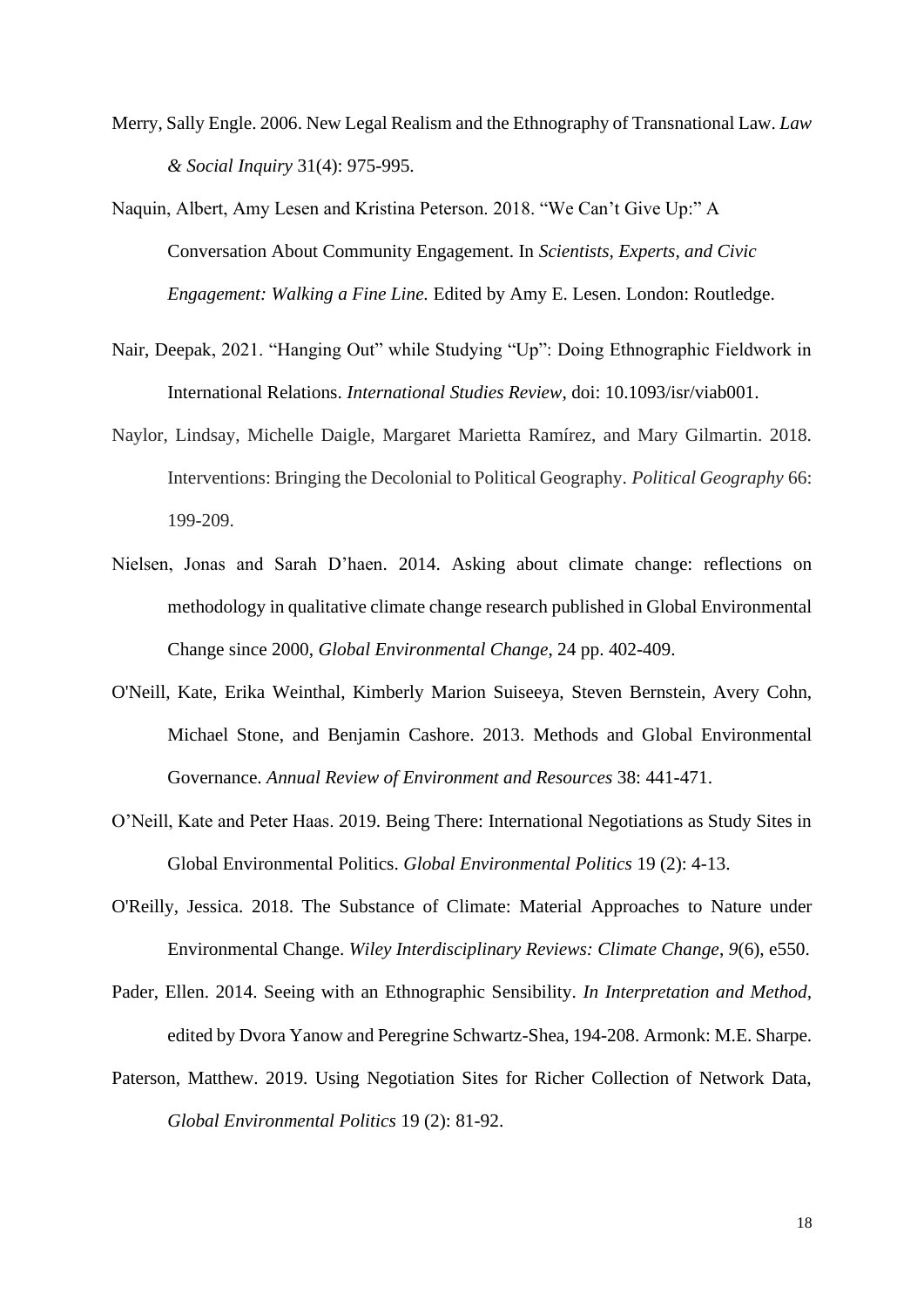Merry, Sally Engle. 2006. New Legal Realism and the Ethnography of Transnational Law. *Law & Social Inquiry* 31(4): 975-995.

Naquin, Albert, Amy Lesen and Kristina Peterson. 2018. "We Can't Give Up:" A Conversation About Community Engagement. In *Scientists, Experts, and Civic Engagement: Walking a Fine Line.* Edited by Amy E. Lesen. London: Routledge.

Nair, Deepak, 2021. "Hanging Out" while Studying "Up": Doing Ethnographic Fieldwork in International Relations. *International Studies Review*, doi: 10.1093/isr/viab001.

Naylor, Lindsay, Michelle Daigle, Margaret Marietta Ramírez, and Mary Gilmartin. 2018. Interventions: Bringing the Decolonial to Political Geography. *Political Geography* 66: 199-209.

Nielsen, Jonas and Sarah D'haen. 2014. Asking about climate change: reflections on methodology in qualitative climate change research published in Global Environmental Change since 2000, *Global Environmental Change*, 24 pp. 402-409.

O'Neill, Kate, Erika Weinthal, Kimberly Marion Suiseeya, Steven Bernstein, Avery Cohn, Michael Stone, and Benjamin Cashore. 2013. Methods and Global Environmental Governance. *Annual Review of Environment and Resources* 38: 441-471.

O'Neill, Kate and Peter Haas. 2019. Being There: International Negotiations as Study Sites in Global Environmental Politics. *Global Environmental Politics* 19 (2): 4-13.

O'Reilly, Jessica. 2018. The Substance of Climate: Material Approaches to Nature under Environmental Change. *Wiley Interdisciplinary Reviews: Climate Change*, *9*(6), e550.

Pader, Ellen. 2014. Seeing with an Ethnographic Sensibility. *In Interpretation and Method*, edited by Dvora Yanow and Peregrine Schwartz-Shea, 194-208. Armonk: M.E. Sharpe.

Paterson, Matthew. 2019. Using Negotiation Sites for Richer Collection of Network Data, *Global Environmental Politics* 19 (2): 81-92.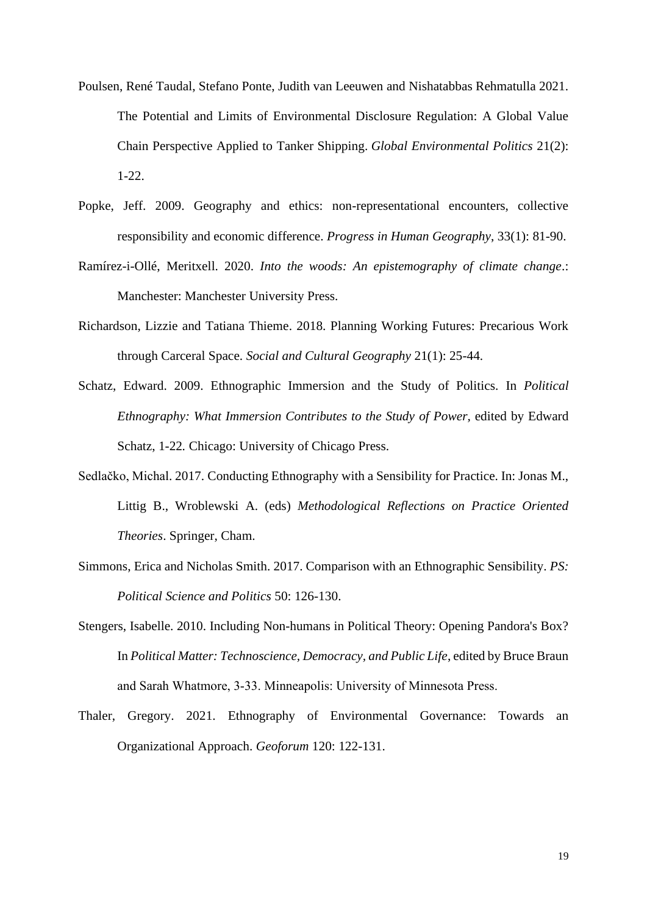Poulsen, René Taudal, Stefano Ponte, Judith van Leeuwen and Nishatabbas Rehmatulla 2021. The Potential and Limits of Environmental Disclosure Regulation: A Global Value Chain Perspective Applied to Tanker Shipping. *Global Environmental Politics* 21(2): 1-22.

Popke, Jeff. 2009. Geography and ethics: non-representational encounters, collective responsibility and economic difference. *Progress in Human Geography*, 33(1): 81-90.

Ramírez-i-Ollé, Meritxell. 2020. *Into the woods: An epistemography of climate change*.: Manchester: Manchester University Press.

Richardson, Lizzie and Tatiana Thieme. 2018. Planning Working Futures: Precarious Work through Carceral Space. *Social and Cultural Geography* 21(1): 25-44.

Schatz, Edward. 2009. Ethnographic Immersion and the Study of Politics. In *Political Ethnography: What Immersion Contributes to the Study of Power*, edited by Edward Schatz, 1-22. Chicago: University of Chicago Press.

Sedlačko, Michal. 2017. Conducting Ethnography with a Sensibility for Practice. In: Jonas M., Littig B., Wroblewski A. (eds) *Methodological Reflections on Practice Oriented Theories*. Springer, Cham.

Simmons, Erica and Nicholas Smith. 2017. Comparison with an Ethnographic Sensibility. *PS: Political Science and Politics* 50: 126-130.

Stengers, Isabelle. 2010. Including Non-humans in Political Theory: Opening Pandora's Box? In *Political Matter: Technoscience, Democracy, and Public Life*, edited by Bruce Braun and Sarah Whatmore, 3-33. Minneapolis: University of Minnesota Press.

Thaler, Gregory. 2021. Ethnography of Environmental Governance: Towards an Organizational Approach. *Geoforum* 120: 122-131.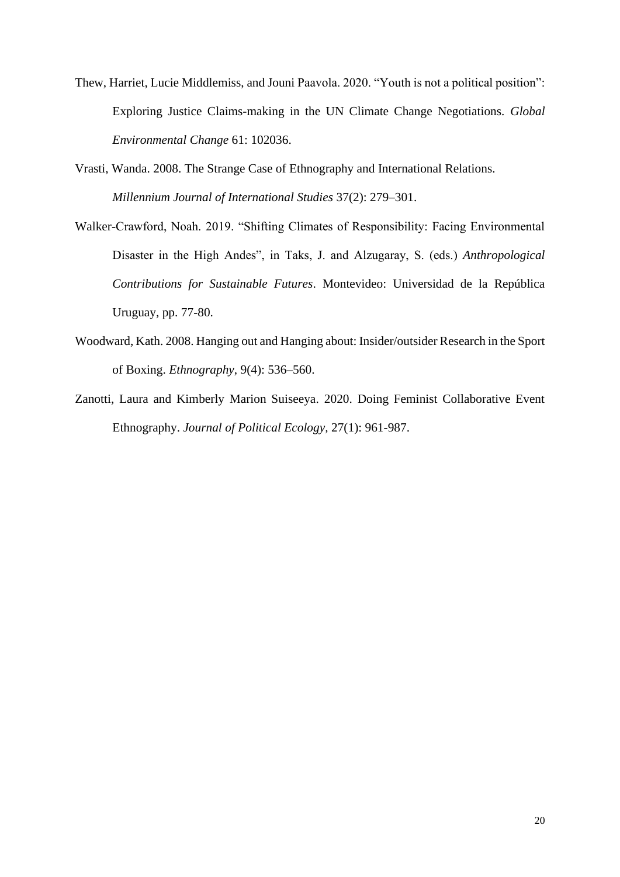Thew, Harriet, Lucie Middlemiss, and Jouni Paavola. 2020. "Youth is not a political position": Exploring Justice Claims-making in the UN Climate Change Negotiations. *Global Environmental Change* 61: 102036.

Vrasti, Wanda. 2008. The Strange Case of Ethnography and International Relations. *Millennium Journal of International Studies* 37(2): 279–301.

Walker-Crawford, Noah. 2019. "Shifting Climates of Responsibility: Facing Environmental Disaster in the High Andes", in Taks, J. and Alzugaray, S. (eds.) *Anthropological Contributions for Sustainable Futures*. Montevideo: Universidad de la República Uruguay, pp. 77-80.

Woodward, Kath. 2008. Hanging out and Hanging about: Insider/outsider Research in the Sport of Boxing. *Ethnography*, 9(4): 536–560.

Zanotti, Laura and Kimberly Marion Suiseeya. 2020. Doing Feminist Collaborative Event Ethnography. *Journal of Political Ecology*, 27(1): 961-987.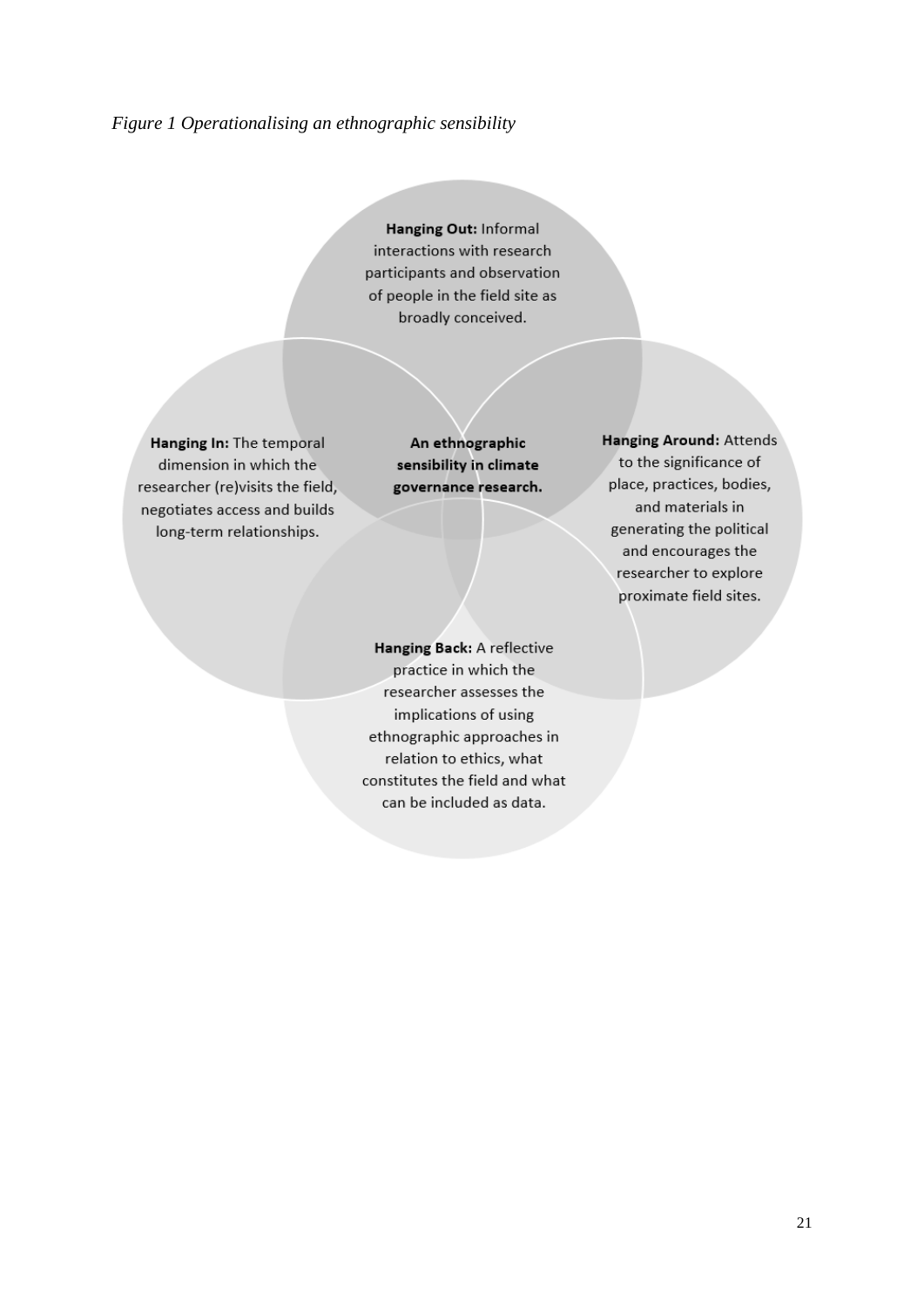*Figure 1 Operationalising an ethnographic sensibility*

**Hanging Out:** Informal interactions with research participants and observation of people in the field site as broadly conceived.

**Hanging In:** The temporal dimension in which the researcher (re)visits the field, negotiates access and builds long-term relationships.

**An ethnographic sensibility in climate governance research.**

**Hanging Around:** Attends to the significance of place, practices, bodies, and materials in generating the political and encourages the researcher to explore proximate field sites.

**Hanging Back:** A reflective practice in which the researcher assesses the implications of using ethnographic approaches in relation to ethics, what constitutes the field and what can be included as data.